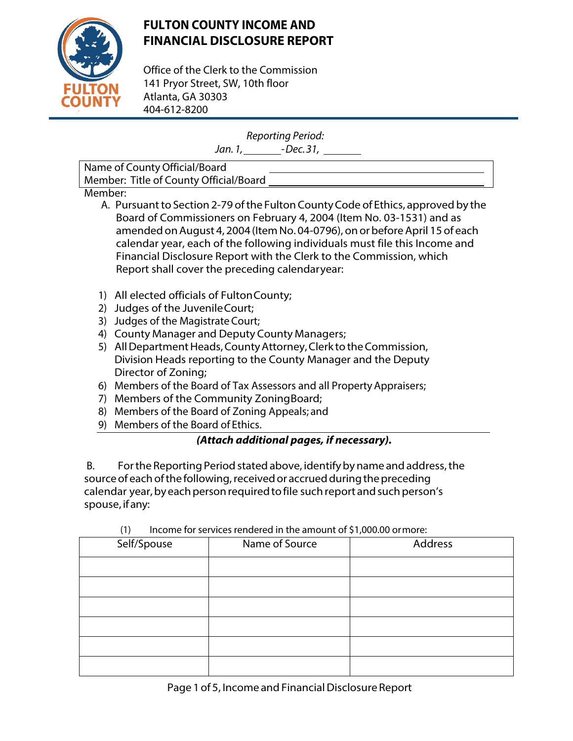# FULTON COUNTY INCOME AND FINANCIAL DISCLOSURE REPORT

Office of the Clerk to the Commission
141 Pryor Street, SW, 10th floor
Atlanta, GA 30303
404-612-8200

*Reporting Period:*
*Jan. 1, ______ - Dec. 31, ______*

| Name of County Official/Board Member: | |
|---|---|
| Title of County Official/Board Member: | |

A. Pursuant to Section 2-79 of the Fulton County Code of Ethics, approved by the Board of Commissioners on February 4, 2004 (Item No. 03-1531) and as amended on August 4, 2004 (Item No. 04-0796), on or before April 15 of each calendar year, each of the following individuals must file this Income and Financial Disclosure Report with the Clerk to the Commission, which Report shall cover the preceding calendar year:

1) All elected officials of Fulton County;
2) Judges of the Juvenile Court;
3) Judges of the Magistrate Court;
4) County Manager and Deputy County Managers;
5) All Department Heads, County Attorney, Clerk to the Commission, Division Heads reporting to the County Manager and the Deputy Director of Zoning;
6) Members of the Board of Tax Assessors and all Property Appraisers;
7) Members of the Community Zoning Board;
8) Members of the Board of Zoning Appeals; and
9) Members of the Board of Ethics.

***(Attach additional pages, if necessary).***

B. For the Reporting Period stated above, identify by name and address, the source of each of the following, received or accrued during the preceding calendar year, by each person required to file such report and such person's spouse, if any:

(1) Income for services rendered in the amount of $1,000.00 or more:

| Self/Spouse | Name of Source | Address |
|---|---|---|
| | | |
| | | |
| | | |
| | | |
| | | |
| | | |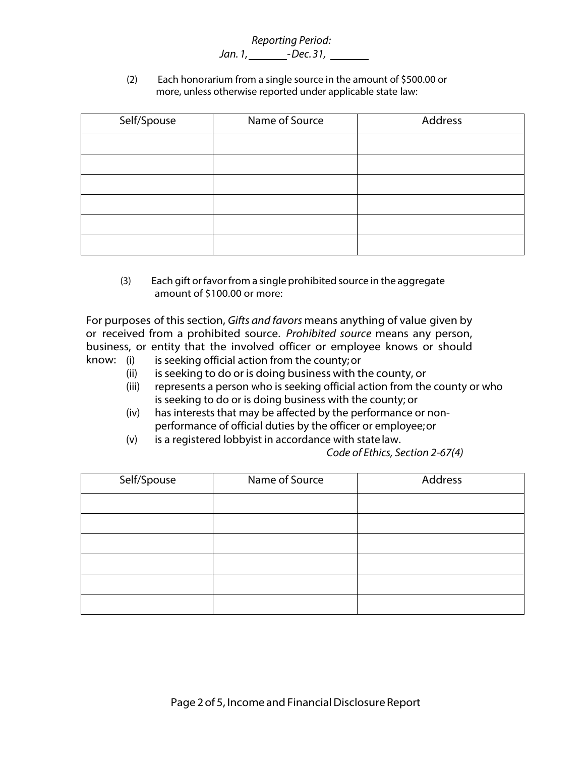*Reporting Period:*
*Jan. 1, \_\_\_\_\_\_ - Dec. 31, \_\_\_\_\_\_*

(2) Each honorarium from a single source in the amount of $500.00 or more, unless otherwise reported under applicable state law:

| Self/Spouse | Name of Source | Address |
|---|---|---|
| | | |
| | | |
| | | |
| | | |
| | | |
| | | |

(3) Each gift or favor from a single prohibited source in the aggregate amount of $100.00 or more:

For purposes of this section, *Gifts and favors* means anything of value given by or received from a prohibited source. *Prohibited source* means any person, business, or entity that the involved officer or employee knows or should know:

- (i) is seeking official action from the county; or
- (ii) is seeking to do or is doing business with the county, or
- (iii) represents a person who is seeking official action from the county or who is seeking to do or is doing business with the county; or
- (iv) has interests that may be affected by the performance or non-performance of official duties by the officer or employee; or
- (v) is a registered lobbyist in accordance with state law.

*Code of Ethics, Section 2-67(4)*

| Self/Spouse | Name of Source | Address |
|---|---|---|
| | | |
| | | |
| | | |
| | | |
| | | |
| | | |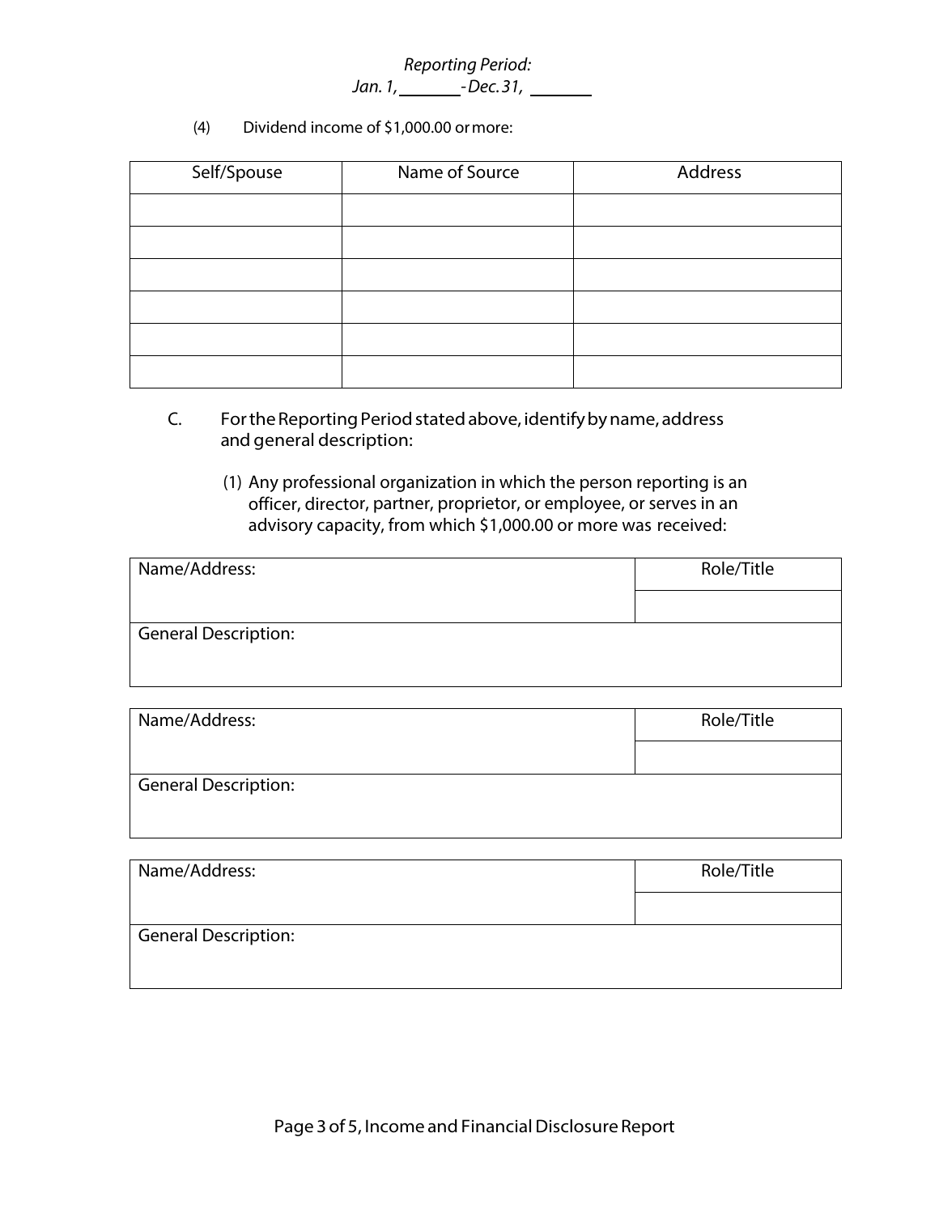*Reporting Period:*
*Jan. 1, _______ - Dec. 31, _______*

(4) Dividend income of $1,000.00 or more:

| Self/Spouse | Name of Source | Address |
|---|---|---|
| | | |
| | | |
| | | |
| | | |
| | | |
| | | |

C. For the Reporting Period stated above, identify by name, address and general description:

(1) Any professional organization in which the person reporting is an officer, director, partner, proprietor, or employee, or serves in an advisory capacity, from which $1,000.00 or more was received:

| Name/Address: | Role/Title |
|---|---|
| | |
| General Description: | |

| Name/Address: | Role/Title |
|---|---|
| | |
| General Description: | |

| Name/Address: | Role/Title |
|---|---|
| | |
| General Description: | |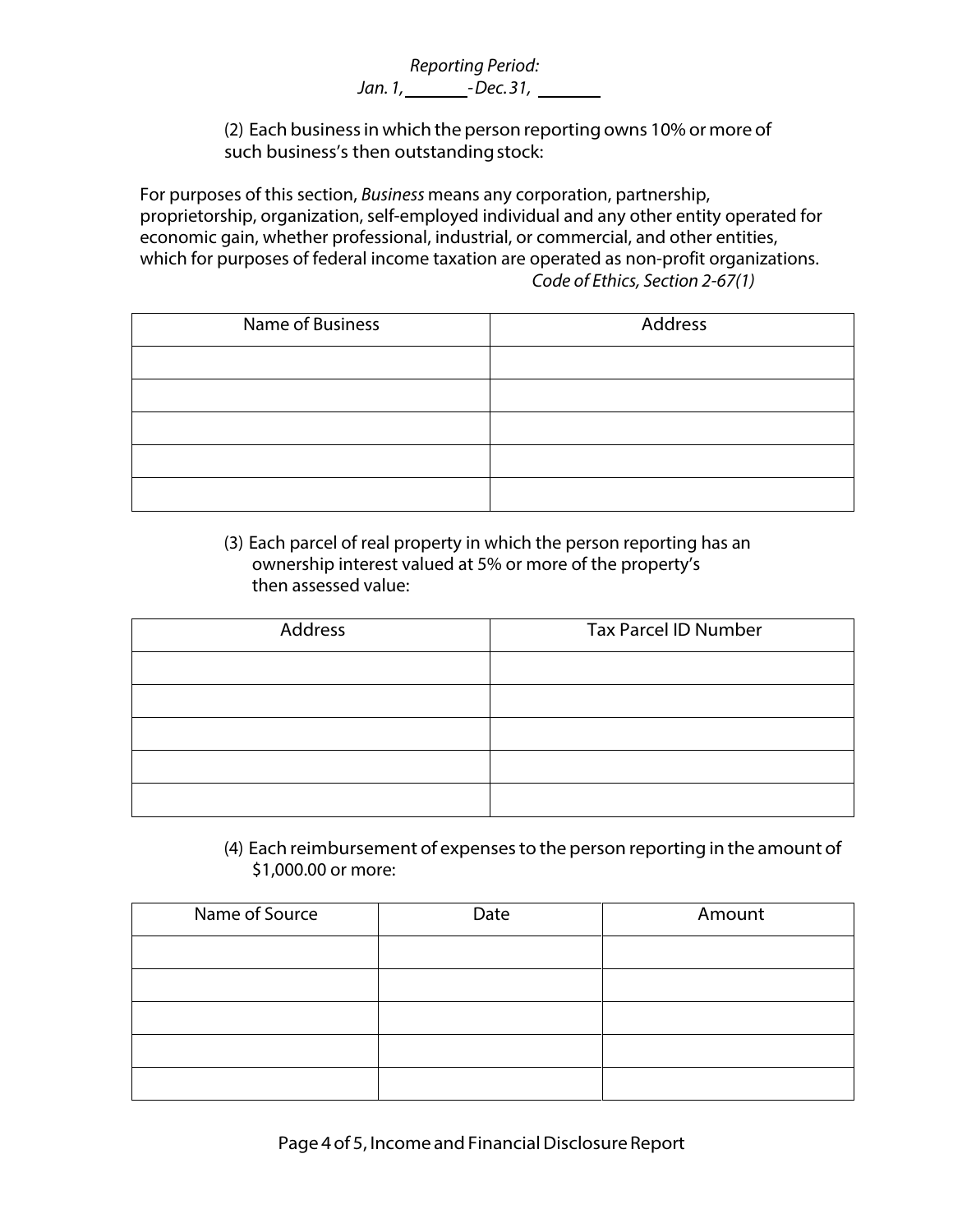*Reporting Period:*
*Jan. 1, ______ - Dec. 31, ______*

(2) Each business in which the person reporting owns 10% or more of such business's then outstanding stock:

For purposes of this section, *Business* means any corporation, partnership, proprietorship, organization, self-employed individual and any other entity operated for economic gain, whether professional, industrial, or commercial, and other entities, which for purposes of federal income taxation are operated as non-profit organizations.
*Code of Ethics, Section 2-67(1)*

| Name of Business | Address |
|---|---|
| | |
| | |
| | |
| | |
| | |

(3) Each parcel of real property in which the person reporting has an ownership interest valued at 5% or more of the property's then assessed value:

| Address | Tax Parcel ID Number |
|---|---|
| | |
| | |
| | |
| | |
| | |

(4) Each reimbursement of expenses to the person reporting in the amount of $1,000.00 or more:

| Name of Source | Date | Amount |
|---|---|---|
| | | |
| | | |
| | | |
| | | |
| | | |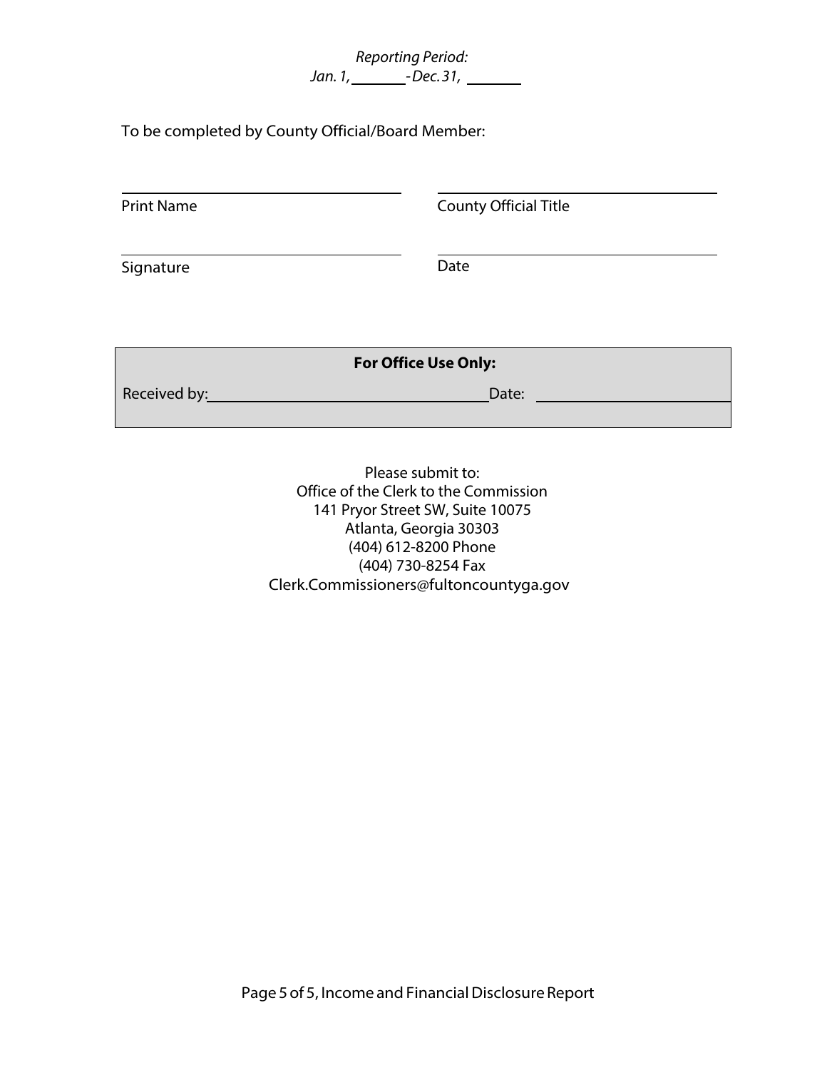*Reporting Period:*
*Jan. 1, \_\_\_\_\_\_\_ - Dec. 31, \_\_\_\_\_\_\_*

To be completed by County Official/Board Member:

| | |
|---|---|
| \_\_\_\_\_\_\_\_\_\_\_\_\_\_\_\_\_\_\_\_\_\_\_\_ | \_\_\_\_\_\_\_\_\_\_\_\_\_\_\_\_\_\_\_\_\_\_\_\_ |
| Print Name | County Official Title |
| \_\_\_\_\_\_\_\_\_\_\_\_\_\_\_\_\_\_\_\_\_\_\_\_ | \_\_\_\_\_\_\_\_\_\_\_\_\_\_\_\_\_\_\_\_\_\_\_\_ |
| Signature | Date |

| **For Office Use Only:** | |
|---|---|
| Received by: \_\_\_\_\_\_\_\_\_\_\_\_\_\_\_\_\_\_\_\_ | Date: \_\_\_\_\_\_\_\_\_\_\_\_\_\_\_\_ |

Please submit to:
Office of the Clerk to the Commission
141 Pryor Street SW, Suite 10075
Atlanta, Georgia 30303
(404) 612-8200 Phone
(404) 730-8254 Fax
Clerk.Commissioners@fultoncountyga.gov